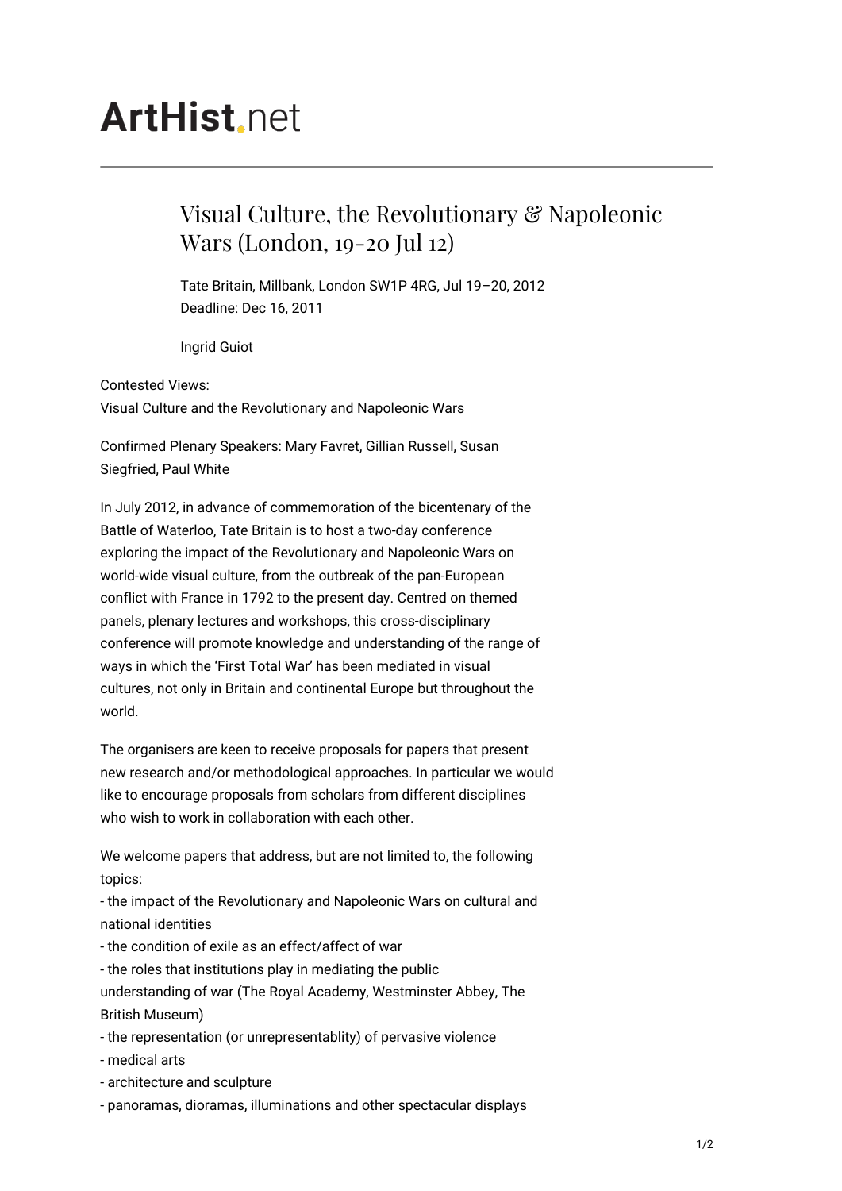# ArtHist.net

## Visual Culture, the Revolutionary & Napoleonic Wars (London, 19-20 Jul 12)

Tate Britain, Millbank, London SW1P 4RG, Jul 19–20, 2012
Deadline: Dec 16, 2011

Ingrid Guiot

Contested Views:
Visual Culture and the Revolutionary and Napoleonic Wars

Confirmed Plenary Speakers: Mary Favret, Gillian Russell, Susan Siegfried, Paul White

In July 2012, in advance of commemoration of the bicentenary of the Battle of Waterloo, Tate Britain is to host a two-day conference exploring the impact of the Revolutionary and Napoleonic Wars on world-wide visual culture, from the outbreak of the pan-European conflict with France in 1792 to the present day. Centred on themed panels, plenary lectures and workshops, this cross-disciplinary conference will promote knowledge and understanding of the range of ways in which the 'First Total War' has been mediated in visual cultures, not only in Britain and continental Europe but throughout the world.

The organisers are keen to receive proposals for papers that present new research and/or methodological approaches. In particular we would like to encourage proposals from scholars from different disciplines who wish to work in collaboration with each other.

We welcome papers that address, but are not limited to, the following topics:

- the impact of the Revolutionary and Napoleonic Wars on cultural and national identities
- the condition of exile as an effect/affect of war
- the roles that institutions play in mediating the public understanding of war (The Royal Academy, Westminster Abbey, The British Museum)
- the representation (or unrepresentablity) of pervasive violence
- medical arts
- architecture and sculpture
- panoramas, dioramas, illuminations and other spectacular displays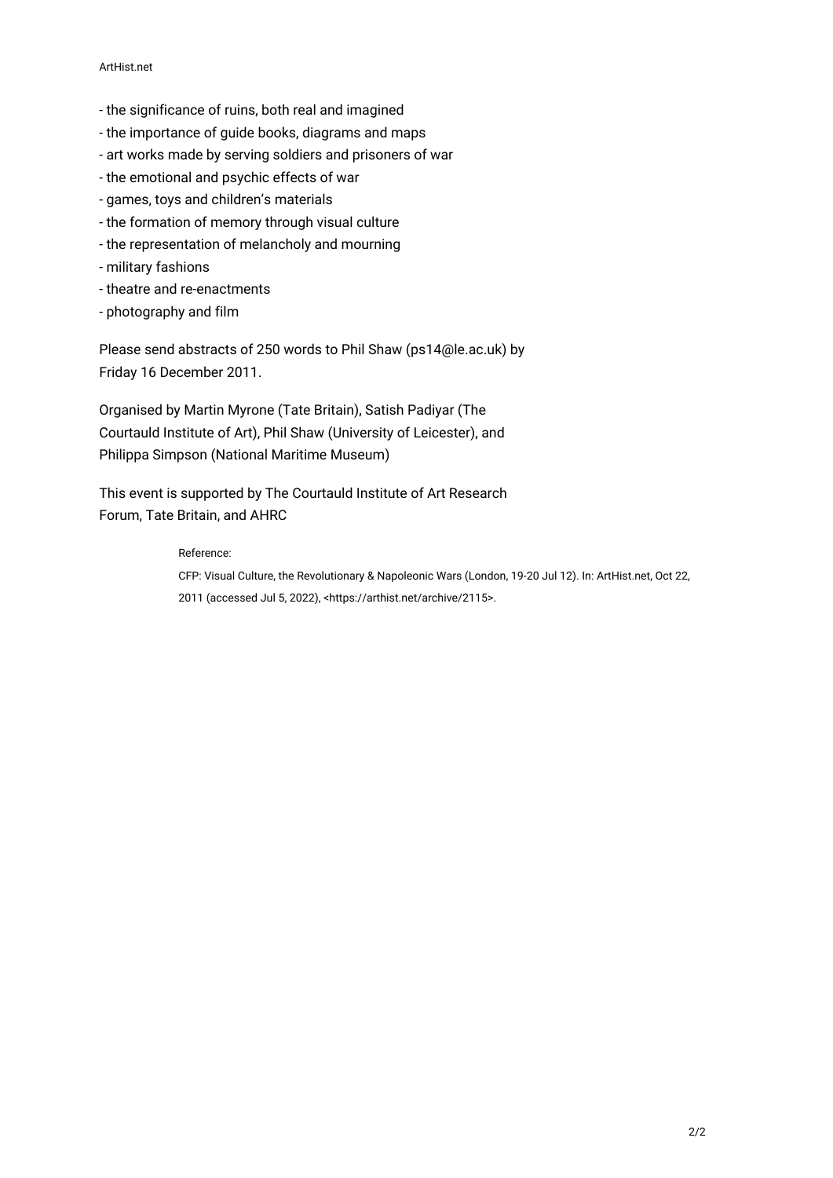- the significance of ruins, both real and imagined
- the importance of guide books, diagrams and maps
- art works made by serving soldiers and prisoners of war
- the emotional and psychic effects of war
- games, toys and children's materials
- the formation of memory through visual culture
- the representation of melancholy and mourning
- military fashions
- theatre and re-enactments
- photography and film

Please send abstracts of 250 words to Phil Shaw (ps14@le.ac.uk) by Friday 16 December 2011.

Organised by Martin Myrone (Tate Britain), Satish Padiyar (The Courtauld Institute of Art), Phil Shaw (University of Leicester), and Philippa Simpson (National Maritime Museum)

This event is supported by The Courtauld Institute of Art Research Forum, Tate Britain, and AHRC

Reference:

CFP: Visual Culture, the Revolutionary & Napoleonic Wars (London, 19-20 Jul 12). In: ArtHist.net, Oct 22, 2011 (accessed Jul 5, 2022), <https://arthist.net/archive/2115>.